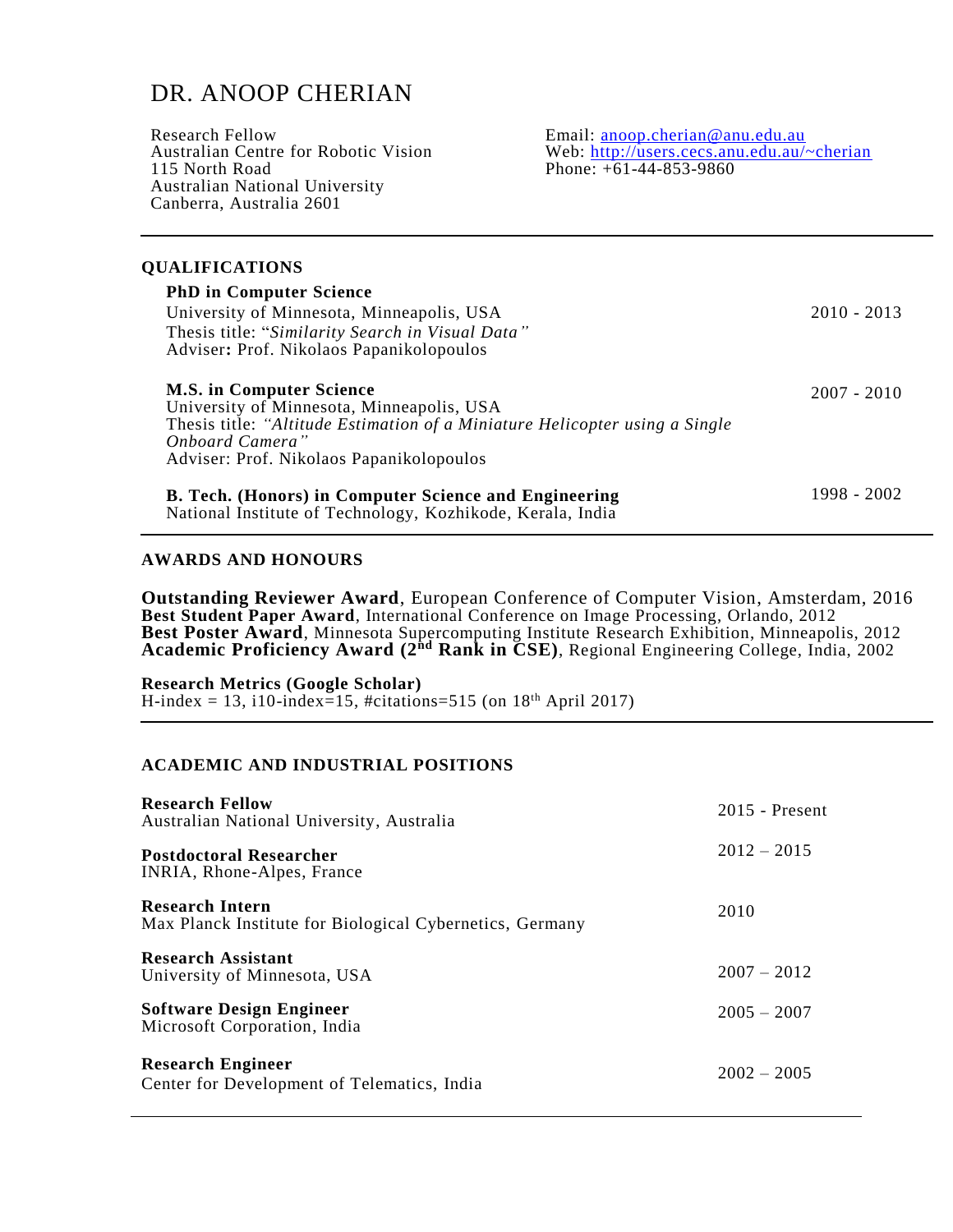# DR. ANOOP CHERIAN

Research Fellow
Australian Centre for Robotic Vision
115 North Road
Australian National University
Canberra, Australia 2601

Email: anoop.cherian@anu.edu.au
Web: http://users.cecs.anu.edu.au/~cherian
Phone: +61-44-853-9860

---

## QUALIFICATIONS

**PhD in Computer Science** — 2010 - 2013
University of Minnesota, Minneapolis, USA
Thesis title: "*Similarity Search in Visual Data*"
Adviser: Prof. Nikolaos Papanikolopoulos

**M.S. in Computer Science** — 2007 - 2010
University of Minnesota, Minneapolis, USA
Thesis title: *"Altitude Estimation of a Miniature Helicopter using a Single Onboard Camera"*
Adviser: Prof. Nikolaos Papanikolopoulos

**B. Tech. (Honors) in Computer Science and Engineering** — 1998 - 2002
National Institute of Technology, Kozhikode, Kerala, India

---

## AWARDS AND HONOURS

**Outstanding Reviewer Award**, European Conference of Computer Vision, Amsterdam, 2016
**Best Student Paper Award**, International Conference on Image Processing, Orlando, 2012
**Best Poster Award**, Minnesota Supercomputing Institute Research Exhibition, Minneapolis, 2012
**Academic Proficiency Award (2nd Rank in CSE)**, Regional Engineering College, India, 2002

**Research Metrics (Google Scholar)**
H-index = 13, i10-index=15, #citations=515 (on 18th April 2017)

---

## ACADEMIC AND INDUSTRIAL POSITIONS

**Research Fellow** — 2015 - Present
Australian National University, Australia

**Postdoctoral Researcher** — 2012 – 2015
INRIA, Rhone-Alpes, France

**Research Intern** — 2010
Max Planck Institute for Biological Cybernetics, Germany

**Research Assistant** — 2007 – 2012
University of Minnesota, USA

**Software Design Engineer** — 2005 – 2007
Microsoft Corporation, India

**Research Engineer** — 2002 – 2005
Center for Development of Telematics, India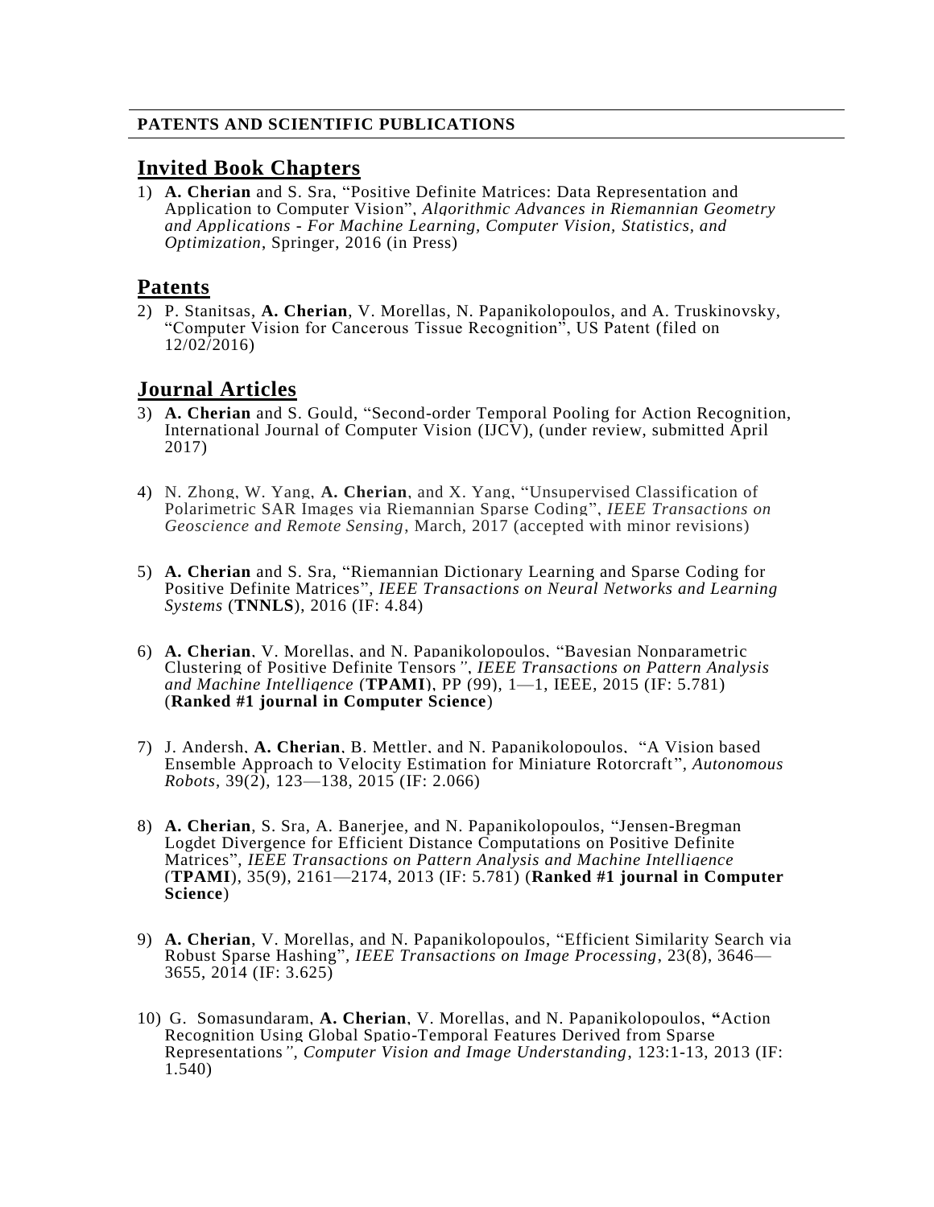**PATENTS AND SCIENTIFIC PUBLICATIONS**

## Invited Book Chapters

1) **A. Cherian** and S. Sra, "Positive Definite Matrices: Data Representation and Application to Computer Vision", *Algorithmic Advances in Riemannian Geometry and Applications - For Machine Learning, Computer Vision, Statistics, and Optimization*, Springer, 2016 (in Press)

## Patents

2) P. Stanitsas, **A. Cherian**, V. Morellas, N. Papanikolopoulos, and A. Truskinovsky, "Computer Vision for Cancerous Tissue Recognition", US Patent (filed on 12/02/2016)

## Journal Articles

3) **A. Cherian** and S. Gould, "Second-order Temporal Pooling for Action Recognition, International Journal of Computer Vision (IJCV), (under review, submitted April 2017)

4) N. Zhong, W. Yang, **A. Cherian**, and X. Yang, "Unsupervised Classification of Polarimetric SAR Images via Riemannian Sparse Coding", *IEEE Transactions on Geoscience and Remote Sensing*, March, 2017 (accepted with minor revisions)

5) **A. Cherian** and S. Sra, "Riemannian Dictionary Learning and Sparse Coding for Positive Definite Matrices", *IEEE Transactions on Neural Networks and Learning Systems* (**TNNLS**), 2016 (IF: 4.84)

6) **A. Cherian**, V. Morellas, and N. Papanikolopoulos, "Bayesian Nonparametric Clustering of Positive Definite Tensors", *IEEE Transactions on Pattern Analysis and Machine Intelligence* (**TPAMI**), PP (99), 1—1, IEEE, 2015 (IF: 5.781) (**Ranked #1 journal in Computer Science**)

7) J. Andersh, **A. Cherian**, B. Mettler, and N. Papanikolopoulos, "A Vision based Ensemble Approach to Velocity Estimation for Miniature Rotorcraft", *Autonomous Robots*, 39(2), 123—138, 2015 (IF: 2.066)

8) **A. Cherian**, S. Sra, A. Banerjee, and N. Papanikolopoulos, "Jensen-Bregman Logdet Divergence for Efficient Distance Computations on Positive Definite Matrices", *IEEE Transactions on Pattern Analysis and Machine Intelligence* (**TPAMI**), 35(9), 2161—2174, 2013 (IF: 5.781) (**Ranked #1 journal in Computer Science**)

9) **A. Cherian**, V. Morellas, and N. Papanikolopoulos, "Efficient Similarity Search via Robust Sparse Hashing", *IEEE Transactions on Image Processing*, 23(8), 3646—3655, 2014 (IF: 3.625)

10) G. Somasundaram, **A. Cherian**, V. Morellas, and N. Papanikolopoulos, "Action Recognition Using Global Spatio-Temporal Features Derived from Sparse Representations", *Computer Vision and Image Understanding*, 123:1-13, 2013 (IF: 1.540)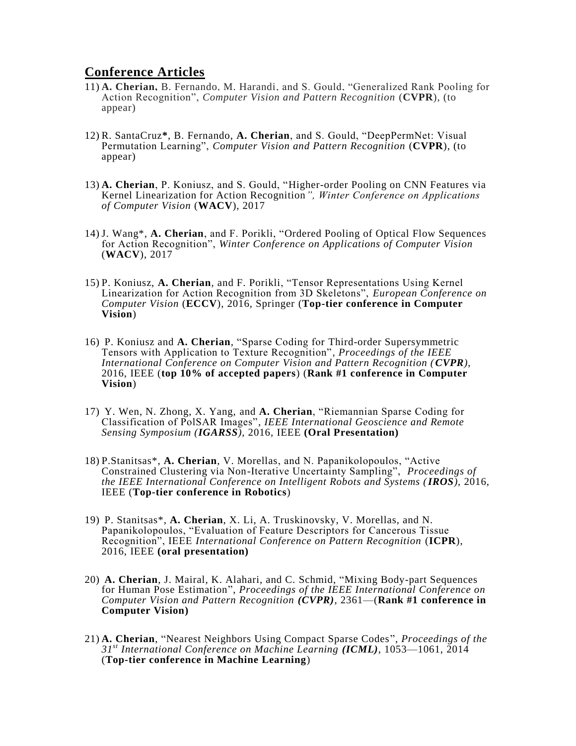## Conference Articles

11) **A. Cherian**, B. Fernando, M. Harandi, and S. Gould, "Generalized Rank Pooling for Action Recognition", *Computer Vision and Pattern Recognition* (**CVPR**), (to appear)

12) R. SantaCruz**\***, B. Fernando, **A. Cherian**, and S. Gould, "DeepPermNet: Visual Permutation Learning", *Computer Vision and Pattern Recognition* (**CVPR**), (to appear)

13) **A. Cherian**, P. Koniusz, and S. Gould, "Higher-order Pooling on CNN Features via Kernel Linearization for Action Recognition*", Winter Conference on Applications of Computer Vision* (**WACV**), 2017

14) J. Wang*, **A. Cherian**, and F. Porikli, "Ordered Pooling of Optical Flow Sequences for Action Recognition", *Winter Conference on Applications of Computer Vision* (**WACV**), 2017

15) P. Koniusz, **A. Cherian**, and F. Porikli, "Tensor Representations Using Kernel Linearization for Action Recognition from 3D Skeletons", *European Conference on Computer Vision* (**ECCV**), 2016, Springer (**Top-tier conference in Computer Vision**)

16) P. Koniusz and **A. Cherian**, "Sparse Coding for Third-order Supersymmetric Tensors with Application to Texture Recognition", *Proceedings of the IEEE International Conference on Computer Vision and Pattern Recognition (**CVPR**)*, 2016, IEEE (**top 10% of accepted papers**) (**Rank #1 conference in Computer Vision**)

17) Y. Wen, N. Zhong, X. Yang, and **A. Cherian**, "Riemannian Sparse Coding for Classification of PolSAR Images", *IEEE International Geoscience and Remote Sensing Symposium (**IGARSS**)*, 2016, IEEE **(Oral Presentation)**

18) P.Stanitsas*, **A. Cherian**, V. Morellas, and N. Papanikolopoulos, "Active Constrained Clustering via Non-Iterative Uncertainty Sampling", *Proceedings of the IEEE International Conference on Intelligent Robots and Systems (**IROS**)*, 2016, IEEE (**Top-tier conference in Robotics**)

19) P. Stanitsas*, **A. Cherian**, X. Li, A. Truskinovsky, V. Morellas, and N. Papanikolopoulos, "Evaluation of Feature Descriptors for Cancerous Tissue Recognition", IEEE *International Conference on Pattern Recognition* (**ICPR**), 2016, IEEE **(oral presentation)**

20) **A. Cherian**, J. Mairal, K. Alahari, and C. Schmid, "Mixing Body-part Sequences for Human Pose Estimation", *Proceedings of the IEEE International Conference on Computer Vision and Pattern Recognition **(CVPR)***, 2361—(**Rank #1 conference in Computer Vision)**

21) **A. Cherian**, "Nearest Neighbors Using Compact Sparse Codes", *Proceedings of the 31st International Conference on Machine Learning **(ICML)***, 1053—1061, 2014 (**Top-tier conference in Machine Learning**)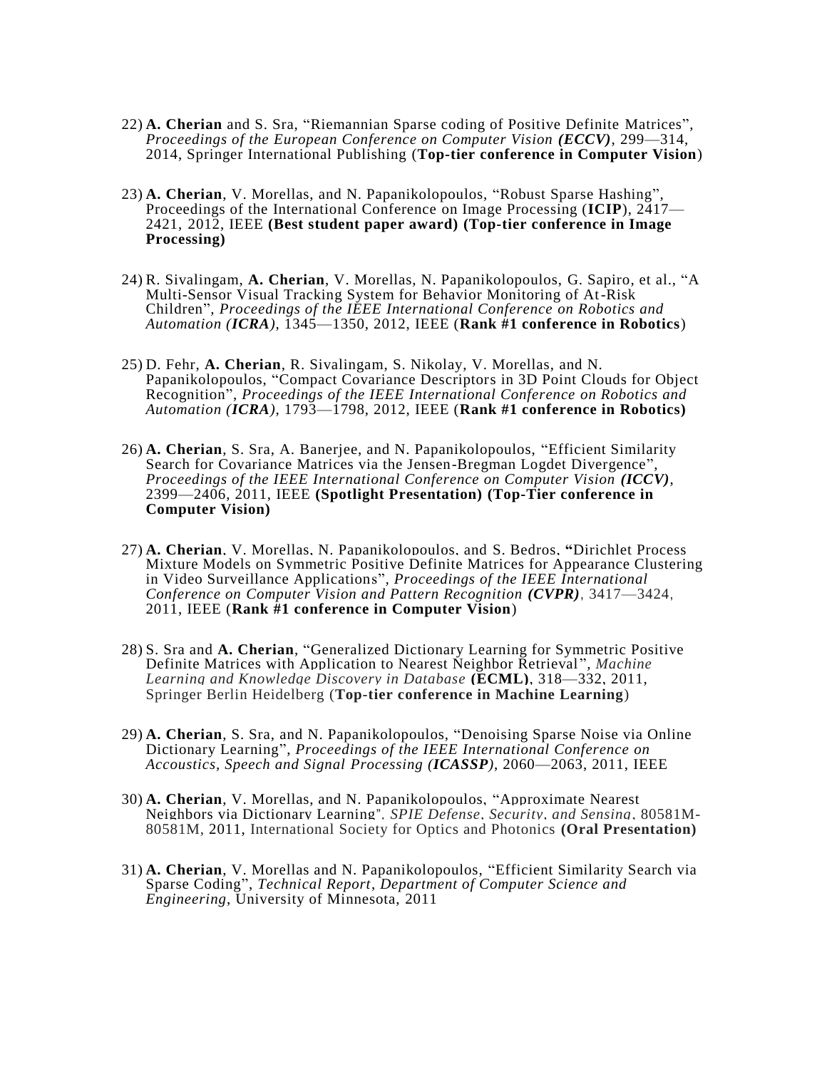22) **A. Cherian** and S. Sra, "Riemannian Sparse coding of Positive Definite Matrices", *Proceedings of the European Conference on Computer Vision **(ECCV)***, 299—314, 2014, Springer International Publishing (**Top-tier conference in Computer Vision**)

23) **A. Cherian**, V. Morellas, and N. Papanikolopoulos, "Robust Sparse Hashing", Proceedings of the International Conference on Image Processing (**ICIP**), 2417—2421, 2012, IEEE **(Best student paper award) (Top-tier conference in Image Processing)**

24) R. Sivalingam, **A. Cherian**, V. Morellas, N. Papanikolopoulos, G. Sapiro, et al., "A Multi-Sensor Visual Tracking System for Behavior Monitoring of At-Risk Children", *Proceedings of the IEEE International Conference on Robotics and Automation **(ICRA)***, 1345—1350, 2012, IEEE (**Rank #1 conference in Robotics**)

25) D. Fehr, **A. Cherian**, R. Sivalingam, S. Nikolay, V. Morellas, and N. Papanikolopoulos, "Compact Covariance Descriptors in 3D Point Clouds for Object Recognition", *Proceedings of the IEEE International Conference on Robotics and Automation **(ICRA)***, 1793—1798, 2012, IEEE (**Rank #1 conference in Robotics)**

26) **A. Cherian**, S. Sra, A. Banerjee, and N. Papanikolopoulos, "Efficient Similarity Search for Covariance Matrices via the Jensen-Bregman Logdet Divergence", *Proceedings of the IEEE International Conference on Computer Vision **(ICCV)***, 2399—2406, 2011, IEEE **(Spotlight Presentation) (Top-Tier conference in Computer Vision)**

27) **A. Cherian**, V. Morellas, N. Papanikolopoulos, and S. Bedros, **"**Dirichlet Process Mixture Models on Symmetric Positive Definite Matrices for Appearance Clustering in Video Surveillance Applications", *Proceedings of the IEEE International Conference on Computer Vision and Pattern Recognition **(CVPR)***, 3417—3424, 2011, IEEE (**Rank #1 conference in Computer Vision**)

28) S. Sra and **A. Cherian**, "Generalized Dictionary Learning for Symmetric Positive Definite Matrices with Application to Nearest Neighbor Retrieval", *Machine Learning and Knowledge Discovery in Database* **(ECML)**, 318—332, 2011, Springer Berlin Heidelberg (**Top-tier conference in Machine Learning**)

29) **A. Cherian**, S. Sra, and N. Papanikolopoulos, "Denoising Sparse Noise via Online Dictionary Learning", *Proceedings of the IEEE International Conference on Accoustics, Speech and Signal Processing (**ICASSP**)*, 2060—2063, 2011, IEEE

30) **A. Cherian**, V. Morellas, and N. Papanikolopoulos, "Approximate Nearest Neighbors via Dictionary Learning", *SPIE Defense, Security, and Sensing*, 80581M-80581M, 2011, International Society for Optics and Photonics **(Oral Presentation)**

31) **A. Cherian**, V. Morellas and N. Papanikolopoulos, "Efficient Similarity Search via Sparse Coding", *Technical Report, Department of Computer Science and Engineering*, University of Minnesota, 2011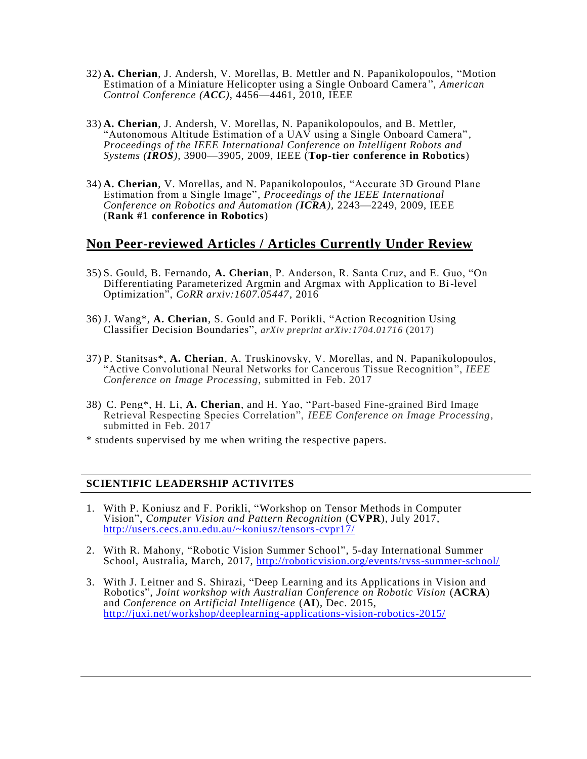32) **A. Cherian**, J. Andersh, V. Morellas, B. Mettler and N. Papanikolopoulos, "Motion Estimation of a Miniature Helicopter using a Single Onboard Camera", *American Control Conference (**ACC**)*, 4456—4461, 2010, IEEE

33) **A. Cherian**, J. Andersh, V. Morellas, N. Papanikolopoulos, and B. Mettler, "Autonomous Altitude Estimation of a UAV using a Single Onboard Camera", *Proceedings of the IEEE International Conference on Intelligent Robots and Systems (**IROS**)*, 3900—3905, 2009, IEEE (**Top-tier conference in Robotics**)

34) **A. Cherian**, V. Morellas, and N. Papanikolopoulos, "Accurate 3D Ground Plane Estimation from a Single Image", *Proceedings of the IEEE International Conference on Robotics and Automation (**ICRA**)*, 2243—2249, 2009, IEEE (**Rank #1 conference in Robotics**)

## Non Peer-reviewed Articles / Articles Currently Under Review

35) S. Gould, B. Fernando, **A. Cherian**, P. Anderson, R. Santa Cruz, and E. Guo, "On Differentiating Parameterized Argmin and Argmax with Application to Bi-level Optimization", *CoRR arxiv:1607.05447*, 2016

36) J. Wang*, **A. Cherian**, S. Gould and F. Porikli, "Action Recognition Using Classifier Decision Boundaries", *arXiv preprint arXiv:1704.01716* (2017)

37) P. Stanitsas*, **A. Cherian**, A. Truskinovsky, V. Morellas, and N. Papanikolopoulos, "Active Convolutional Neural Networks for Cancerous Tissue Recognition", *IEEE Conference on Image Processing*, submitted in Feb. 2017

38) C. Peng*, H. Li, **A. Cherian**, and H. Yao, "Part-based Fine-grained Bird Image Retrieval Respecting Species Correlation", *IEEE Conference on Image Processing*, submitted in Feb. 2017

* students supervised by me when writing the respective papers.

## SCIENTIFIC LEADERSHIP ACTIVITES

1. With P. Koniusz and F. Porikli, "Workshop on Tensor Methods in Computer Vision", *Computer Vision and Pattern Recognition* (**CVPR**), July 2017, http://users.cecs.anu.edu.au/~koniusz/tensors-cvpr17/

2. With R. Mahony, "Robotic Vision Summer School", 5-day International Summer School, Australia, March, 2017, http://roboticvision.org/events/rvss-summer-school/

3. With J. Leitner and S. Shirazi, "Deep Learning and its Applications in Vision and Robotics", *Joint workshop with Australian Conference on Robotic Vision* (**ACRA**) and *Conference on Artificial Intelligence* (**AI**), Dec. 2015, http://juxi.net/workshop/deeplearning-applications-vision-robotics-2015/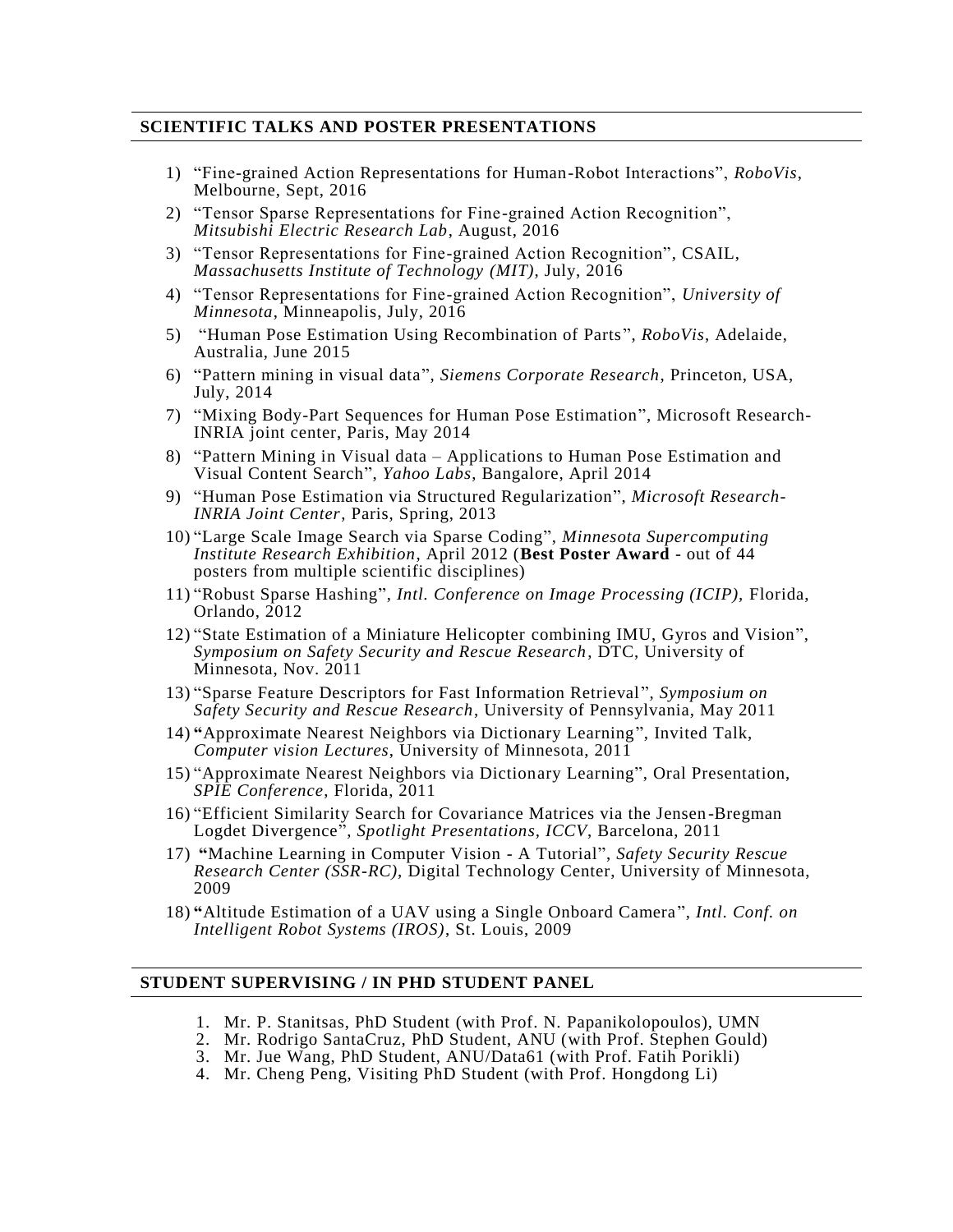## SCIENTIFIC TALKS AND POSTER PRESENTATIONS

1) "Fine-grained Action Representations for Human-Robot Interactions", *RoboVis*, Melbourne, Sept, 2016
2) "Tensor Sparse Representations for Fine-grained Action Recognition", *Mitsubishi Electric Research Lab*, August, 2016
3) "Tensor Representations for Fine-grained Action Recognition", CSAIL, *Massachusetts Institute of Technology (MIT),* July, 2016
4) "Tensor Representations for Fine-grained Action Recognition", *University of Minnesota,* Minneapolis, July, 2016
5) "Human Pose Estimation Using Recombination of Parts", *RoboVis*, Adelaide, Australia, June 2015
6) "Pattern mining in visual data", *Siemens Corporate Research*, Princeton, USA, July, 2014
7) "Mixing Body-Part Sequences for Human Pose Estimation", Microsoft Research-INRIA joint center, Paris, May 2014
8) "Pattern Mining in Visual data – Applications to Human Pose Estimation and Visual Content Search", *Yahoo Labs*, Bangalore, April 2014
9) "Human Pose Estimation via Structured Regularization", *Microsoft Research-INRIA Joint Center*, Paris, Spring, 2013
10) "Large Scale Image Search via Sparse Coding", *Minnesota Supercomputing Institute Research Exhibition*, April 2012 (**Best Poster Award** - out of 44 posters from multiple scientific disciplines)
11) "Robust Sparse Hashing", *Intl. Conference on Image Processing (ICIP),* Florida, Orlando, 2012
12) "State Estimation of a Miniature Helicopter combining IMU, Gyros and Vision", *Symposium on Safety Security and Rescue Research*, DTC, University of Minnesota, Nov. 2011
13) "Sparse Feature Descriptors for Fast Information Retrieval", *Symposium on Safety Security and Rescue Research*, University of Pennsylvania, May 2011
14) "Approximate Nearest Neighbors via Dictionary Learning", Invited Talk, *Computer vision Lectures*, University of Minnesota, 2011
15) "Approximate Nearest Neighbors via Dictionary Learning", Oral Presentation, *SPIE Conference*, Florida, 2011
16) "Efficient Similarity Search for Covariance Matrices via the Jensen-Bregman Logdet Divergence", *Spotlight Presentations, ICCV*, Barcelona, 2011
17) "Machine Learning in Computer Vision - A Tutorial", *Safety Security Rescue Research Center (SSR-RC)*, Digital Technology Center, University of Minnesota, 2009
18) "Altitude Estimation of a UAV using a Single Onboard Camera", *Intl. Conf. on Intelligent Robot Systems (IROS)*, St. Louis, 2009

## STUDENT SUPERVISING / IN PHD STUDENT PANEL

1. Mr. P. Stanitsas, PhD Student (with Prof. N. Papanikolopoulos), UMN
2. Mr. Rodrigo SantaCruz, PhD Student, ANU (with Prof. Stephen Gould)
3. Mr. Jue Wang, PhD Student, ANU/Data61 (with Prof. Fatih Porikli)
4. Mr. Cheng Peng, Visiting PhD Student (with Prof. Hongdong Li)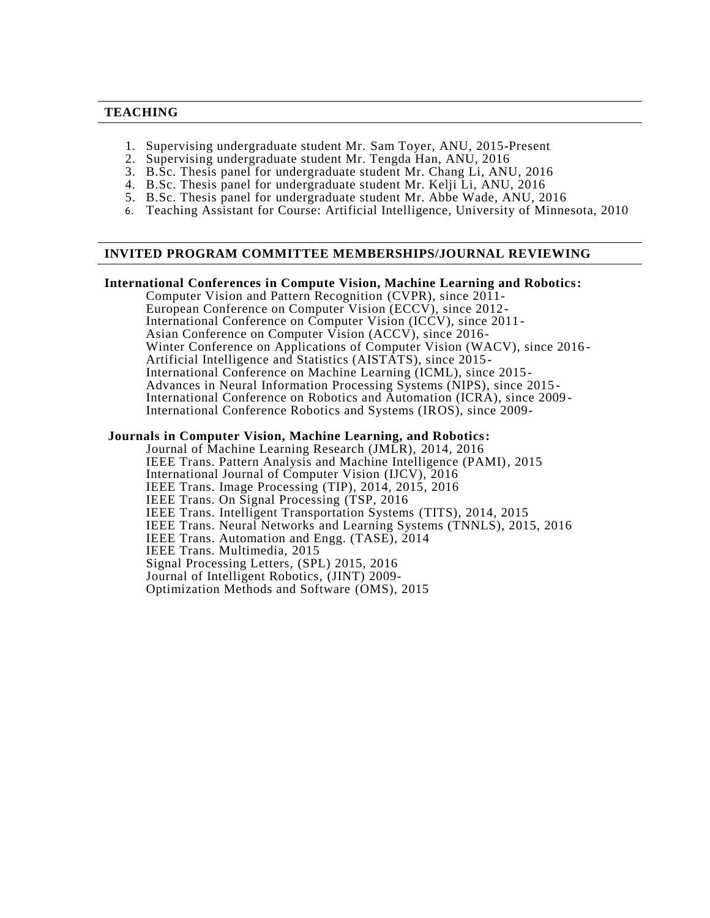## TEACHING

1. Supervising undergraduate student Mr. Sam Toyer, ANU, 2015-Present
2. Supervising undergraduate student Mr. Tengda Han, ANU, 2016
3. B.Sc. Thesis panel for undergraduate student Mr. Chang Li, ANU, 2016
4. B.Sc. Thesis panel for undergraduate student Mr. Kelji Li, ANU, 2016
5. B.Sc. Thesis panel for undergraduate student Mr. Abbe Wade, ANU, 2016
6. Teaching Assistant for Course: Artificial Intelligence, University of Minnesota, 2010

## INVITED PROGRAM COMMITTEE MEMBERSHIPS/JOURNAL REVIEWING

**International Conferences in Compute Vision, Machine Learning and Robotics:**

Computer Vision and Pattern Recognition (CVPR), since 2011-
European Conference on Computer Vision (ECCV), since 2012-
International Conference on Computer Vision (ICCV), since 2011-
Asian Conference on Computer Vision (ACCV), since 2016-
Winter Conference on Applications of Computer Vision (WACV), since 2016-
Artificial Intelligence and Statistics (AISTATS), since 2015-
International Conference on Machine Learning (ICML), since 2015-
Advances in Neural Information Processing Systems (NIPS), since 2015-
International Conference on Robotics and Automation (ICRA), since 2009-
International Conference Robotics and Systems (IROS), since 2009-

**Journals in Computer Vision, Machine Learning, and Robotics:**

Journal of Machine Learning Research (JMLR), 2014, 2016
IEEE Trans. Pattern Analysis and Machine Intelligence (PAMI), 2015
International Journal of Computer Vision (IJCV), 2016
IEEE Trans. Image Processing (TIP), 2014, 2015, 2016
IEEE Trans. On Signal Processing (TSP, 2016
IEEE Trans. Intelligent Transportation Systems (TITS), 2014, 2015
IEEE Trans. Neural Networks and Learning Systems (TNNLS), 2015, 2016
IEEE Trans. Automation and Engg. (TASE), 2014
IEEE Trans. Multimedia, 2015
Signal Processing Letters, (SPL) 2015, 2016
Journal of Intelligent Robotics, (JINT) 2009-
Optimization Methods and Software (OMS), 2015